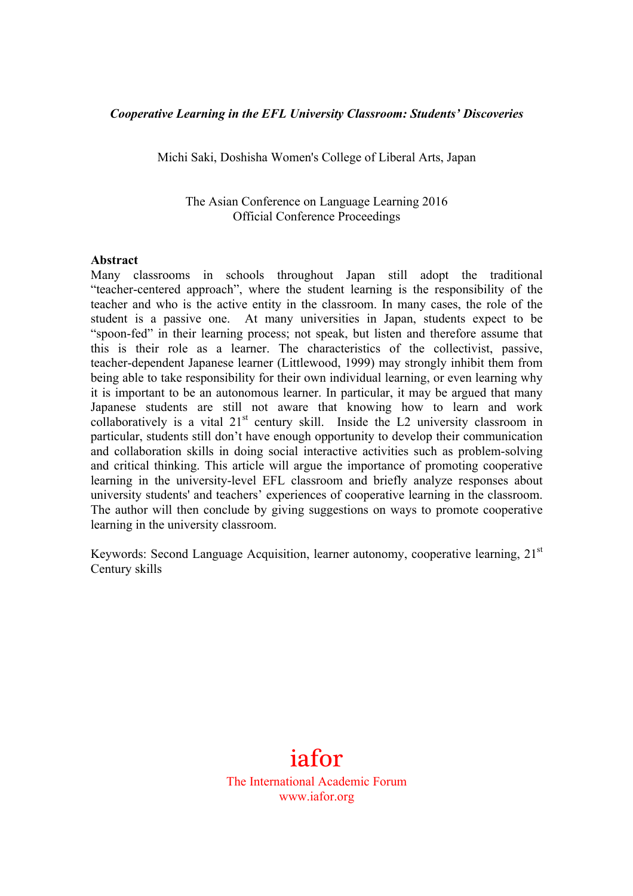***Cooperative Learning in the EFL University Classroom: Students' Discoveries***

Michi Saki, Doshisha Women's College of Liberal Arts, Japan

The Asian Conference on Language Learning 2016
Official Conference Proceedings

**Abstract**

Many classrooms in schools throughout Japan still adopt the traditional "teacher-centered approach", where the student learning is the responsibility of the teacher and who is the active entity in the classroom. In many cases, the role of the student is a passive one. At many universities in Japan, students expect to be "spoon-fed" in their learning process; not speak, but listen and therefore assume that this is their role as a learner. The characteristics of the collectivist, passive, teacher-dependent Japanese learner (Littlewood, 1999) may strongly inhibit them from being able to take responsibility for their own individual learning, or even learning why it is important to be an autonomous learner. In particular, it may be argued that many Japanese students are still not aware that knowing how to learn and work collaboratively is a vital 21st century skill. Inside the L2 university classroom in particular, students still don't have enough opportunity to develop their communication and collaboration skills in doing social interactive activities such as problem-solving and critical thinking. This article will argue the importance of promoting cooperative learning in the university-level EFL classroom and briefly analyze responses about university students' and teachers' experiences of cooperative learning in the classroom. The author will then conclude by giving suggestions on ways to promote cooperative learning in the university classroom.

Keywords: Second Language Acquisition, learner autonomy, cooperative learning, 21st Century skills

iafor
The International Academic Forum
www.iafor.org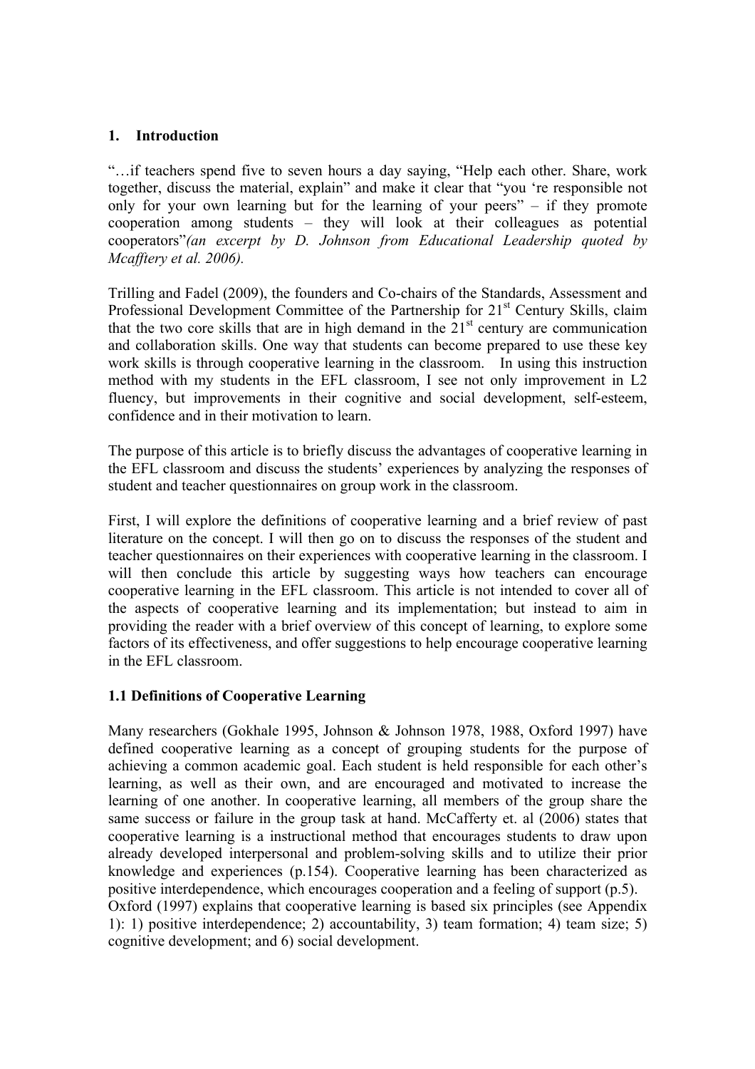## 1. Introduction

"…if teachers spend five to seven hours a day saying, "Help each other. Share, work together, discuss the material, explain" and make it clear that "you 're responsible not only for your own learning but for the learning of your peers" – if they promote cooperation among students – they will look at their colleagues as potential cooperators"*(an excerpt by D. Johnson from Educational Leadership quoted by Mcafftery et al. 2006).*

Trilling and Fadel (2009), the founders and Co-chairs of the Standards, Assessment and Professional Development Committee of the Partnership for 21st Century Skills, claim that the two core skills that are in high demand in the 21st century are communication and collaboration skills. One way that students can become prepared to use these key work skills is through cooperative learning in the classroom. In using this instruction method with my students in the EFL classroom, I see not only improvement in L2 fluency, but improvements in their cognitive and social development, self-esteem, confidence and in their motivation to learn.

The purpose of this article is to briefly discuss the advantages of cooperative learning in the EFL classroom and discuss the students' experiences by analyzing the responses of student and teacher questionnaires on group work in the classroom.

First, I will explore the definitions of cooperative learning and a brief review of past literature on the concept. I will then go on to discuss the responses of the student and teacher questionnaires on their experiences with cooperative learning in the classroom. I will then conclude this article by suggesting ways how teachers can encourage cooperative learning in the EFL classroom. This article is not intended to cover all of the aspects of cooperative learning and its implementation; but instead to aim in providing the reader with a brief overview of this concept of learning, to explore some factors of its effectiveness, and offer suggestions to help encourage cooperative learning in the EFL classroom.

### 1.1 Definitions of Cooperative Learning

Many researchers (Gokhale 1995, Johnson & Johnson 1978, 1988, Oxford 1997) have defined cooperative learning as a concept of grouping students for the purpose of achieving a common academic goal. Each student is held responsible for each other's learning, as well as their own, and are encouraged and motivated to increase the learning of one another. In cooperative learning, all members of the group share the same success or failure in the group task at hand. McCafferty et. al (2006) states that cooperative learning is a instructional method that encourages students to draw upon already developed interpersonal and problem-solving skills and to utilize their prior knowledge and experiences (p.154). Cooperative learning has been characterized as positive interdependence, which encourages cooperation and a feeling of support (p.5).
Oxford (1997) explains that cooperative learning is based six principles (see Appendix 1): 1) positive interdependence; 2) accountability, 3) team formation; 4) team size; 5) cognitive development; and 6) social development.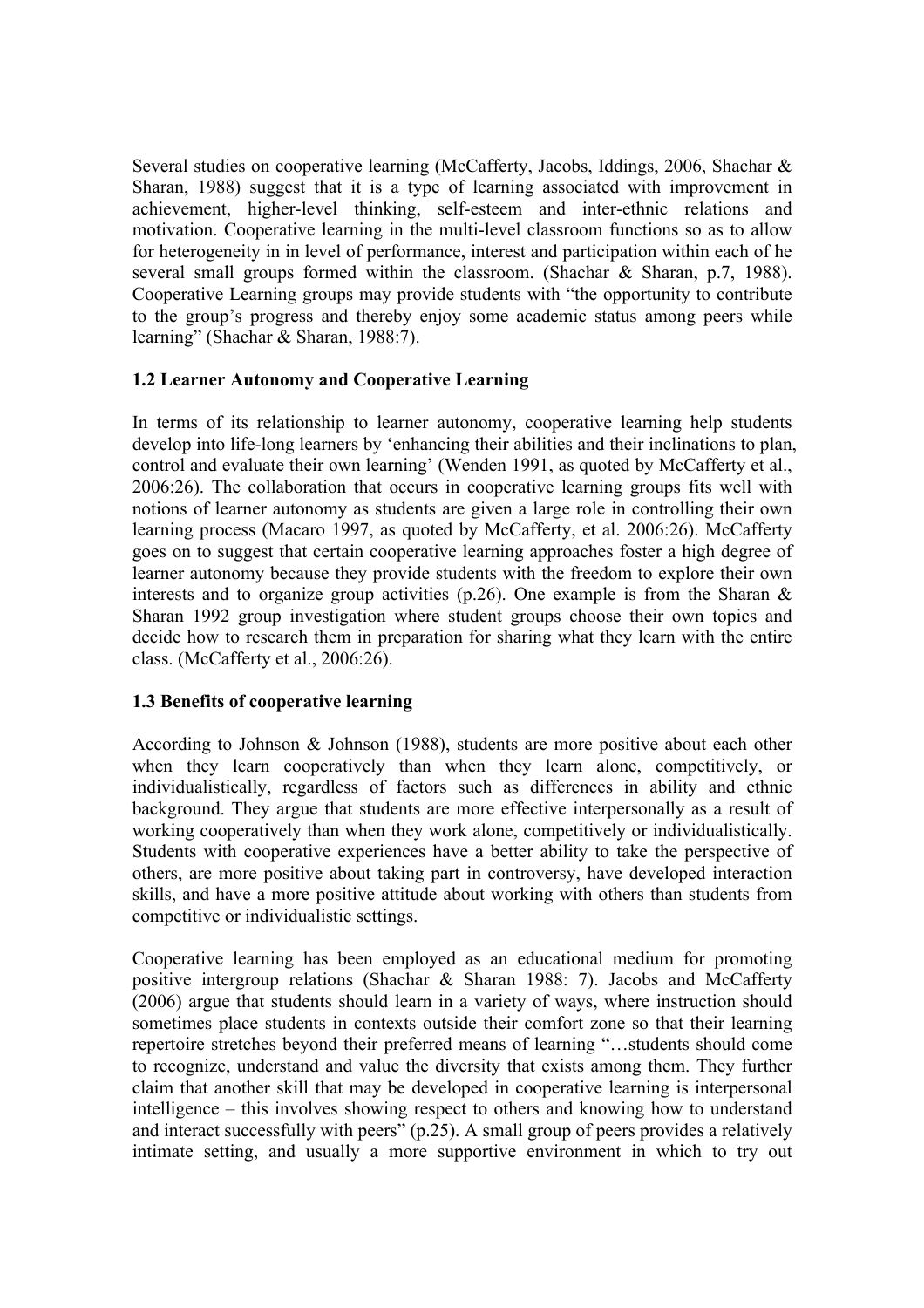Several studies on cooperative learning (McCafferty, Jacobs, Iddings, 2006, Shachar & Sharan, 1988) suggest that it is a type of learning associated with improvement in achievement, higher-level thinking, self-esteem and inter-ethnic relations and motivation. Cooperative learning in the multi-level classroom functions so as to allow for heterogeneity in in level of performance, interest and participation within each of he several small groups formed within the classroom. (Shachar & Sharan, p.7, 1988). Cooperative Learning groups may provide students with "the opportunity to contribute to the group's progress and thereby enjoy some academic status among peers while learning" (Shachar & Sharan, 1988:7).

### 1.2 Learner Autonomy and Cooperative Learning

In terms of its relationship to learner autonomy, cooperative learning help students develop into life-long learners by 'enhancing their abilities and their inclinations to plan, control and evaluate their own learning' (Wenden 1991, as quoted by McCafferty et al., 2006:26). The collaboration that occurs in cooperative learning groups fits well with notions of learner autonomy as students are given a large role in controlling their own learning process (Macaro 1997, as quoted by McCafferty, et al. 2006:26). McCafferty goes on to suggest that certain cooperative learning approaches foster a high degree of learner autonomy because they provide students with the freedom to explore their own interests and to organize group activities (p.26). One example is from the Sharan & Sharan 1992 group investigation where student groups choose their own topics and decide how to research them in preparation for sharing what they learn with the entire class. (McCafferty et al., 2006:26).

### 1.3 Benefits of cooperative learning

According to Johnson & Johnson (1988), students are more positive about each other when they learn cooperatively than when they learn alone, competitively, or individualistically, regardless of factors such as differences in ability and ethnic background. They argue that students are more effective interpersonally as a result of working cooperatively than when they work alone, competitively or individualistically. Students with cooperative experiences have a better ability to take the perspective of others, are more positive about taking part in controversy, have developed interaction skills, and have a more positive attitude about working with others than students from competitive or individualistic settings.

Cooperative learning has been employed as an educational medium for promoting positive intergroup relations (Shachar & Sharan 1988: 7). Jacobs and McCafferty (2006) argue that students should learn in a variety of ways, where instruction should sometimes place students in contexts outside their comfort zone so that their learning repertoire stretches beyond their preferred means of learning "…students should come to recognize, understand and value the diversity that exists among them. They further claim that another skill that may be developed in cooperative learning is interpersonal intelligence – this involves showing respect to others and knowing how to understand and interact successfully with peers" (p.25). A small group of peers provides a relatively intimate setting, and usually a more supportive environment in which to try out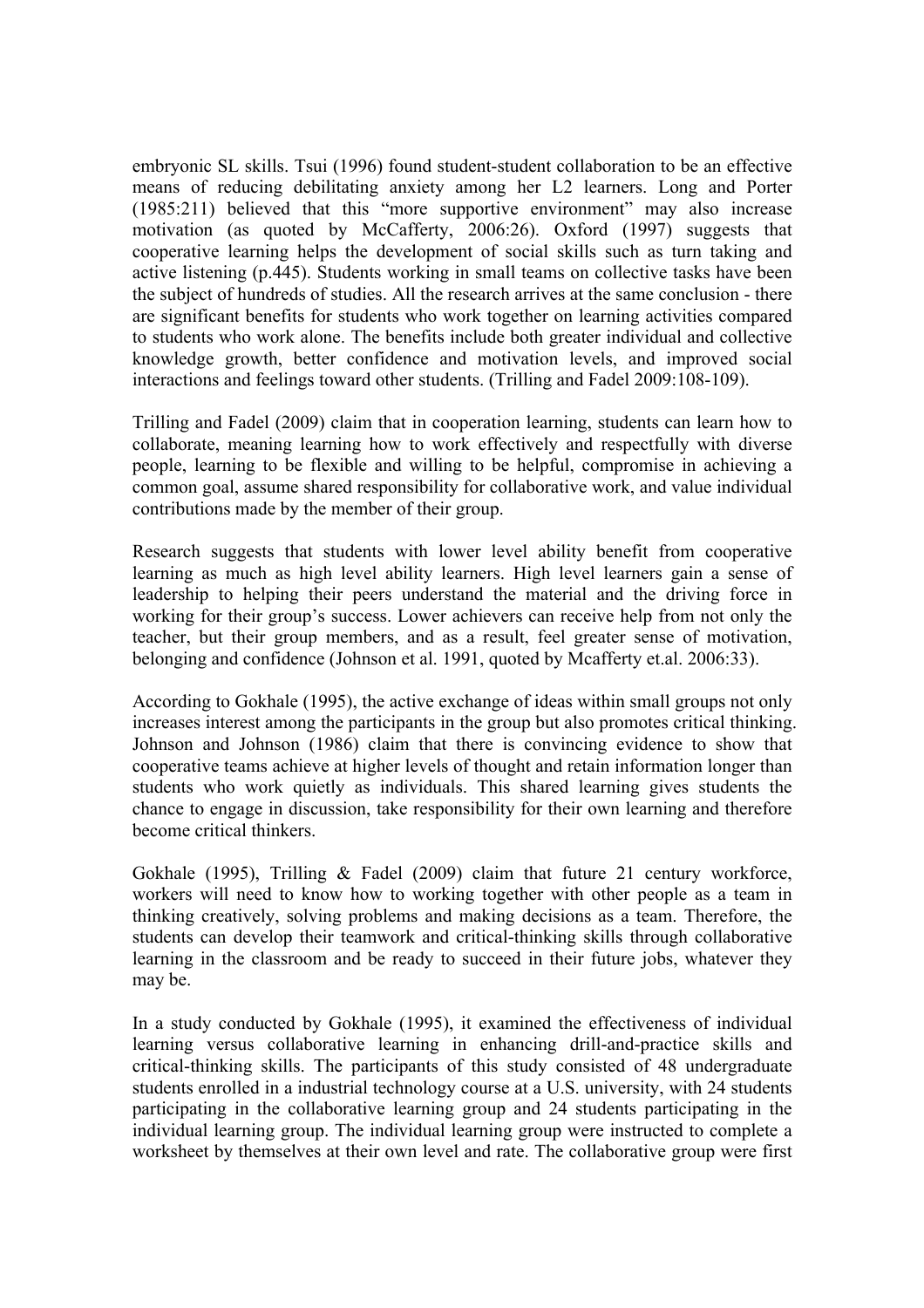embryonic SL skills. Tsui (1996) found student-student collaboration to be an effective means of reducing debilitating anxiety among her L2 learners. Long and Porter (1985:211) believed that this "more supportive environment" may also increase motivation (as quoted by McCafferty, 2006:26). Oxford (1997) suggests that cooperative learning helps the development of social skills such as turn taking and active listening (p.445). Students working in small teams on collective tasks have been the subject of hundreds of studies. All the research arrives at the same conclusion - there are significant benefits for students who work together on learning activities compared to students who work alone. The benefits include both greater individual and collective knowledge growth, better confidence and motivation levels, and improved social interactions and feelings toward other students. (Trilling and Fadel 2009:108-109).

Trilling and Fadel (2009) claim that in cooperation learning, students can learn how to collaborate, meaning learning how to work effectively and respectfully with diverse people, learning to be flexible and willing to be helpful, compromise in achieving a common goal, assume shared responsibility for collaborative work, and value individual contributions made by the member of their group.

Research suggests that students with lower level ability benefit from cooperative learning as much as high level ability learners. High level learners gain a sense of leadership to helping their peers understand the material and the driving force in working for their group's success. Lower achievers can receive help from not only the teacher, but their group members, and as a result, feel greater sense of motivation, belonging and confidence (Johnson et al. 1991, quoted by Mcafferty et.al. 2006:33).

According to Gokhale (1995), the active exchange of ideas within small groups not only increases interest among the participants in the group but also promotes critical thinking. Johnson and Johnson (1986) claim that there is convincing evidence to show that cooperative teams achieve at higher levels of thought and retain information longer than students who work quietly as individuals. This shared learning gives students the chance to engage in discussion, take responsibility for their own learning and therefore become critical thinkers.

Gokhale (1995), Trilling & Fadel (2009) claim that future 21 century workforce, workers will need to know how to working together with other people as a team in thinking creatively, solving problems and making decisions as a team. Therefore, the students can develop their teamwork and critical-thinking skills through collaborative learning in the classroom and be ready to succeed in their future jobs, whatever they may be.

In a study conducted by Gokhale (1995), it examined the effectiveness of individual learning versus collaborative learning in enhancing drill-and-practice skills and critical-thinking skills. The participants of this study consisted of 48 undergraduate students enrolled in a industrial technology course at a U.S. university, with 24 students participating in the collaborative learning group and 24 students participating in the individual learning group. The individual learning group were instructed to complete a worksheet by themselves at their own level and rate. The collaborative group were first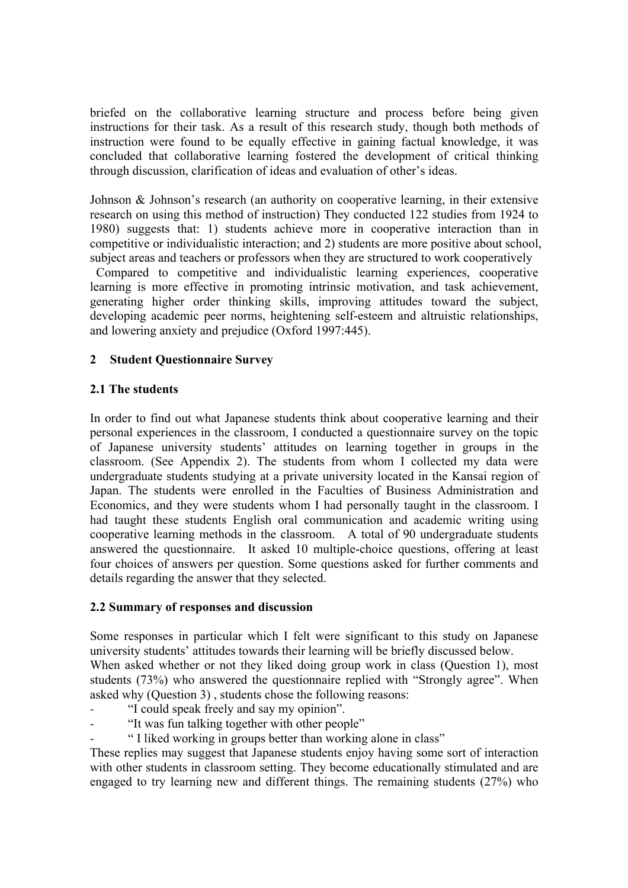briefed on the collaborative learning structure and process before being given instructions for their task. As a result of this research study, though both methods of instruction were found to be equally effective in gaining factual knowledge, it was concluded that collaborative learning fostered the development of critical thinking through discussion, clarification of ideas and evaluation of other's ideas.

Johnson & Johnson's research (an authority on cooperative learning, in their extensive research on using this method of instruction) They conducted 122 studies from 1924 to 1980) suggests that: 1) students achieve more in cooperative interaction than in competitive or individualistic interaction; and 2) students are more positive about school, subject areas and teachers or professors when they are structured to work cooperatively
Compared to competitive and individualistic learning experiences, cooperative learning is more effective in promoting intrinsic motivation, and task achievement, generating higher order thinking skills, improving attitudes toward the subject, developing academic peer norms, heightening self-esteem and altruistic relationships, and lowering anxiety and prejudice (Oxford 1997:445).

## 2 Student Questionnaire Survey

### 2.1 The students

In order to find out what Japanese students think about cooperative learning and their personal experiences in the classroom, I conducted a questionnaire survey on the topic of Japanese university students' attitudes on learning together in groups in the classroom. (See Appendix 2). The students from whom I collected my data were undergraduate students studying at a private university located in the Kansai region of Japan. The students were enrolled in the Faculties of Business Administration and Economics, and they were students whom I had personally taught in the classroom. I had taught these students English oral communication and academic writing using cooperative learning methods in the classroom. A total of 90 undergraduate students answered the questionnaire. It asked 10 multiple-choice questions, offering at least four choices of answers per question. Some questions asked for further comments and details regarding the answer that they selected.

### 2.2 Summary of responses and discussion

Some responses in particular which I felt were significant to this study on Japanese university students' attitudes towards their learning will be briefly discussed below.
When asked whether or not they liked doing group work in class (Question 1), most students (73%) who answered the questionnaire replied with "Strongly agree". When asked why (Question 3) , students chose the following reasons:

- "I could speak freely and say my opinion".
- "It was fun talking together with other people"
- " I liked working in groups better than working alone in class"

These replies may suggest that Japanese students enjoy having some sort of interaction with other students in classroom setting. They become educationally stimulated and are engaged to try learning new and different things. The remaining students (27%) who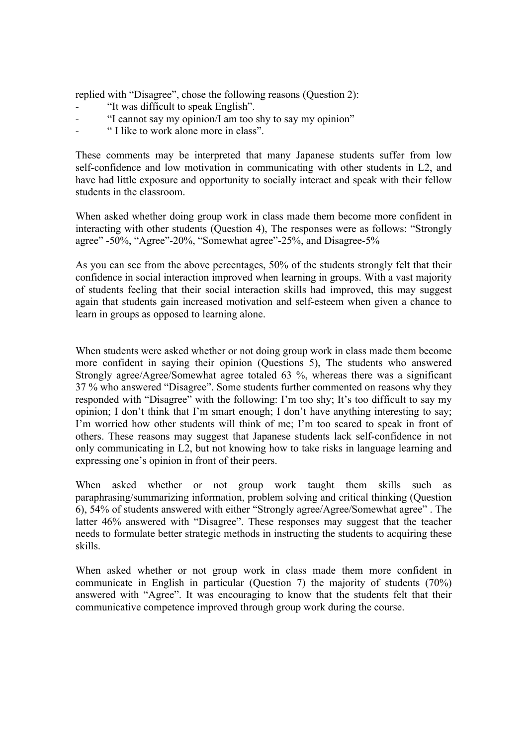replied with "Disagree", chose the following reasons (Question 2):

- "It was difficult to speak English".
- "I cannot say my opinion/I am too shy to say my opinion"
- " I like to work alone more in class".

These comments may be interpreted that many Japanese students suffer from low self-confidence and low motivation in communicating with other students in L2, and have had little exposure and opportunity to socially interact and speak with their fellow students in the classroom.

When asked whether doing group work in class made them become more confident in interacting with other students (Question 4), The responses were as follows: "Strongly agree" -50%, "Agree"-20%, "Somewhat agree"-25%, and Disagree-5%

As you can see from the above percentages, 50% of the students strongly felt that their confidence in social interaction improved when learning in groups. With a vast majority of students feeling that their social interaction skills had improved, this may suggest again that students gain increased motivation and self-esteem when given a chance to learn in groups as opposed to learning alone.

When students were asked whether or not doing group work in class made them become more confident in saying their opinion (Questions 5), The students who answered Strongly agree/Agree/Somewhat agree totaled 63 %, whereas there was a significant 37 % who answered "Disagree". Some students further commented on reasons why they responded with "Disagree" with the following: I'm too shy; It's too difficult to say my opinion; I don't think that I'm smart enough; I don't have anything interesting to say; I'm worried how other students will think of me; I'm too scared to speak in front of others. These reasons may suggest that Japanese students lack self-confidence in not only communicating in L2, but not knowing how to take risks in language learning and expressing one's opinion in front of their peers.

When asked whether or not group work taught them skills such as paraphrasing/summarizing information, problem solving and critical thinking (Question 6), 54% of students answered with either "Strongly agree/Agree/Somewhat agree" . The latter 46% answered with "Disagree". These responses may suggest that the teacher needs to formulate better strategic methods in instructing the students to acquiring these skills.

When asked whether or not group work in class made them more confident in communicate in English in particular (Question 7) the majority of students (70%) answered with "Agree". It was encouraging to know that the students felt that their communicative competence improved through group work during the course.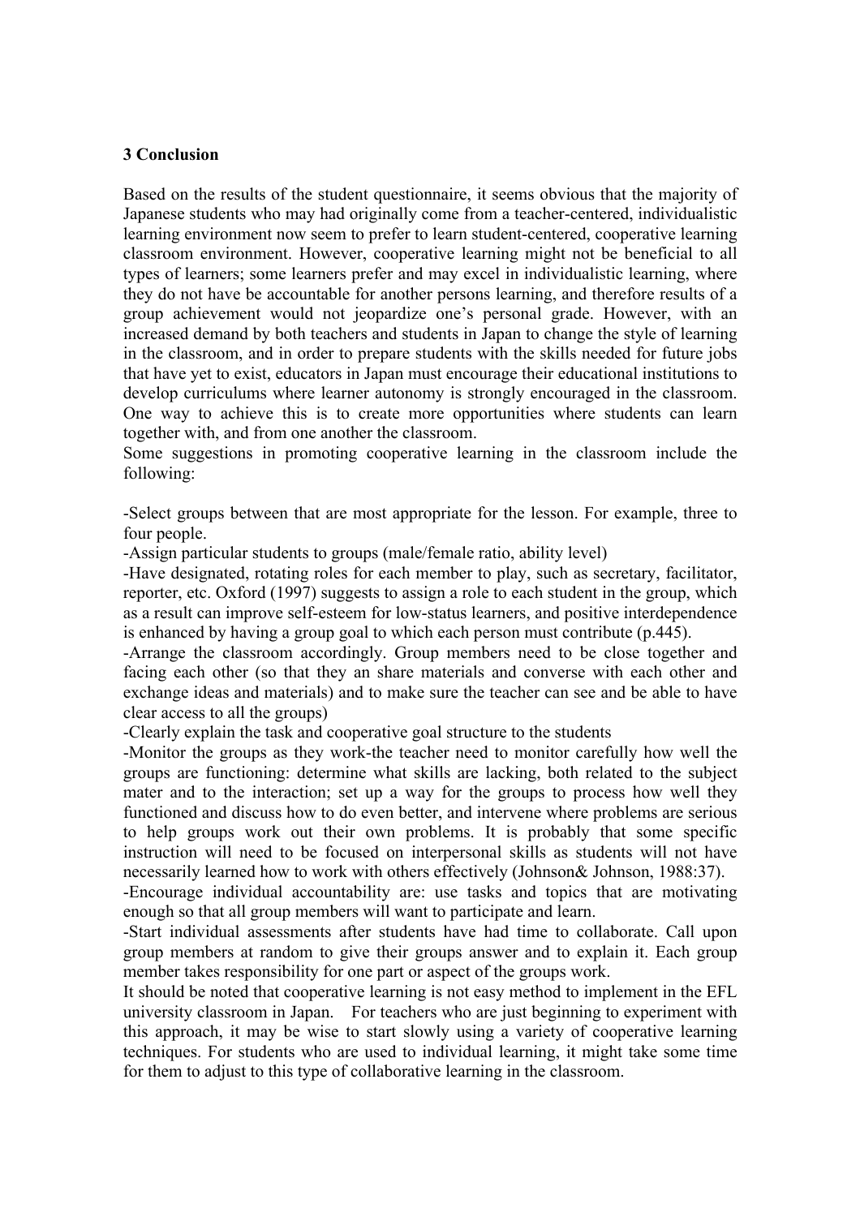## 3 Conclusion

Based on the results of the student questionnaire, it seems obvious that the majority of Japanese students who may had originally come from a teacher-centered, individualistic learning environment now seem to prefer to learn student-centered, cooperative learning classroom environment. However, cooperative learning might not be beneficial to all types of learners; some learners prefer and may excel in individualistic learning, where they do not have be accountable for another persons learning, and therefore results of a group achievement would not jeopardize one's personal grade. However, with an increased demand by both teachers and students in Japan to change the style of learning in the classroom, and in order to prepare students with the skills needed for future jobs that have yet to exist, educators in Japan must encourage their educational institutions to develop curriculums where learner autonomy is strongly encouraged in the classroom. One way to achieve this is to create more opportunities where students can learn together with, and from one another the classroom.

Some suggestions in promoting cooperative learning in the classroom include the following:

-Select groups between that are most appropriate for the lesson. For example, three to four people.

-Assign particular students to groups (male/female ratio, ability level)

-Have designated, rotating roles for each member to play, such as secretary, facilitator, reporter, etc. Oxford (1997) suggests to assign a role to each student in the group, which as a result can improve self-esteem for low-status learners, and positive interdependence is enhanced by having a group goal to which each person must contribute (p.445).

-Arrange the classroom accordingly. Group members need to be close together and facing each other (so that they an share materials and converse with each other and exchange ideas and materials) and to make sure the teacher can see and be able to have clear access to all the groups)

-Clearly explain the task and cooperative goal structure to the students

-Monitor the groups as they work-the teacher need to monitor carefully how well the groups are functioning: determine what skills are lacking, both related to the subject mater and to the interaction; set up a way for the groups to process how well they functioned and discuss how to do even better, and intervene where problems are serious to help groups work out their own problems. It is probably that some specific instruction will need to be focused on interpersonal skills as students will not have necessarily learned how to work with others effectively (Johnson& Johnson, 1988:37).

-Encourage individual accountability are: use tasks and topics that are motivating enough so that all group members will want to participate and learn.

-Start individual assessments after students have had time to collaborate. Call upon group members at random to give their groups answer and to explain it. Each group member takes responsibility for one part or aspect of the groups work.

It should be noted that cooperative learning is not easy method to implement in the EFL university classroom in Japan. For teachers who are just beginning to experiment with this approach, it may be wise to start slowly using a variety of cooperative learning techniques. For students who are used to individual learning, it might take some time for them to adjust to this type of collaborative learning in the classroom.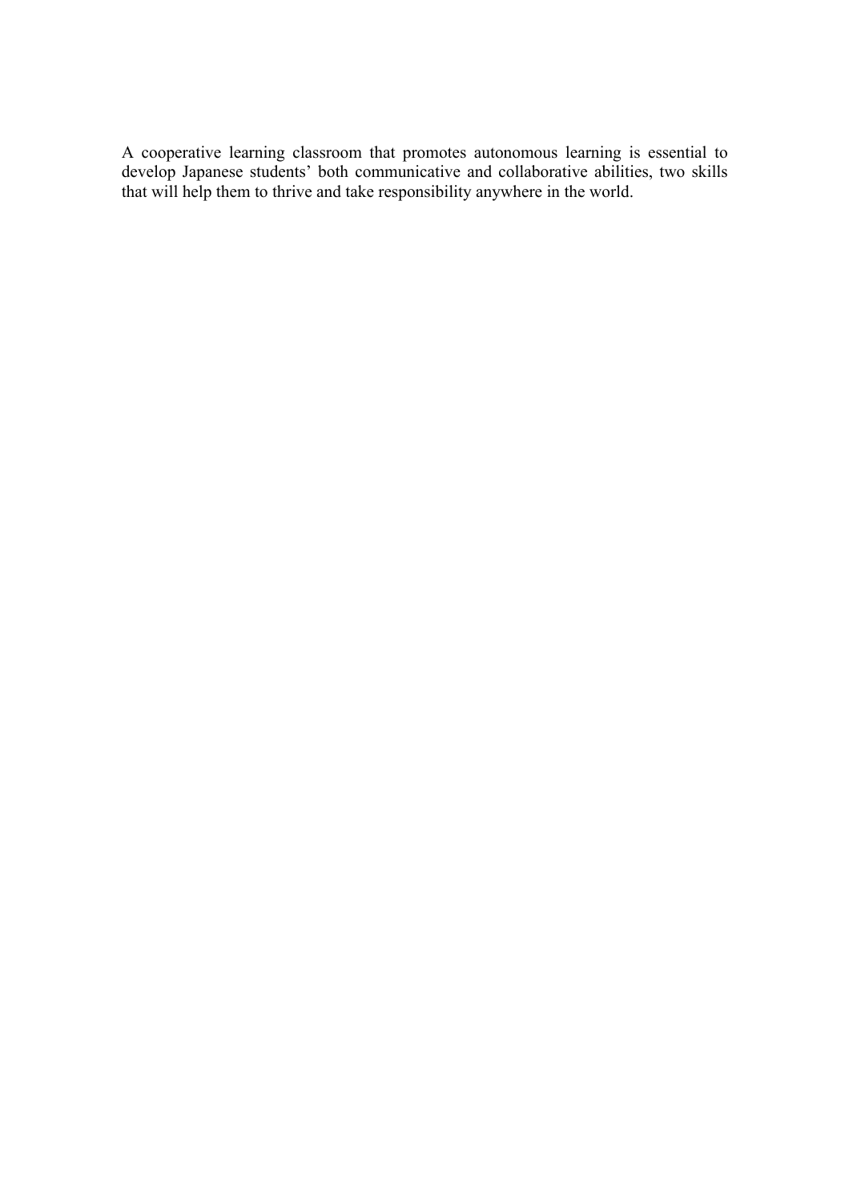A cooperative learning classroom that promotes autonomous learning is essential to develop Japanese students' both communicative and collaborative abilities, two skills that will help them to thrive and take responsibility anywhere in the world.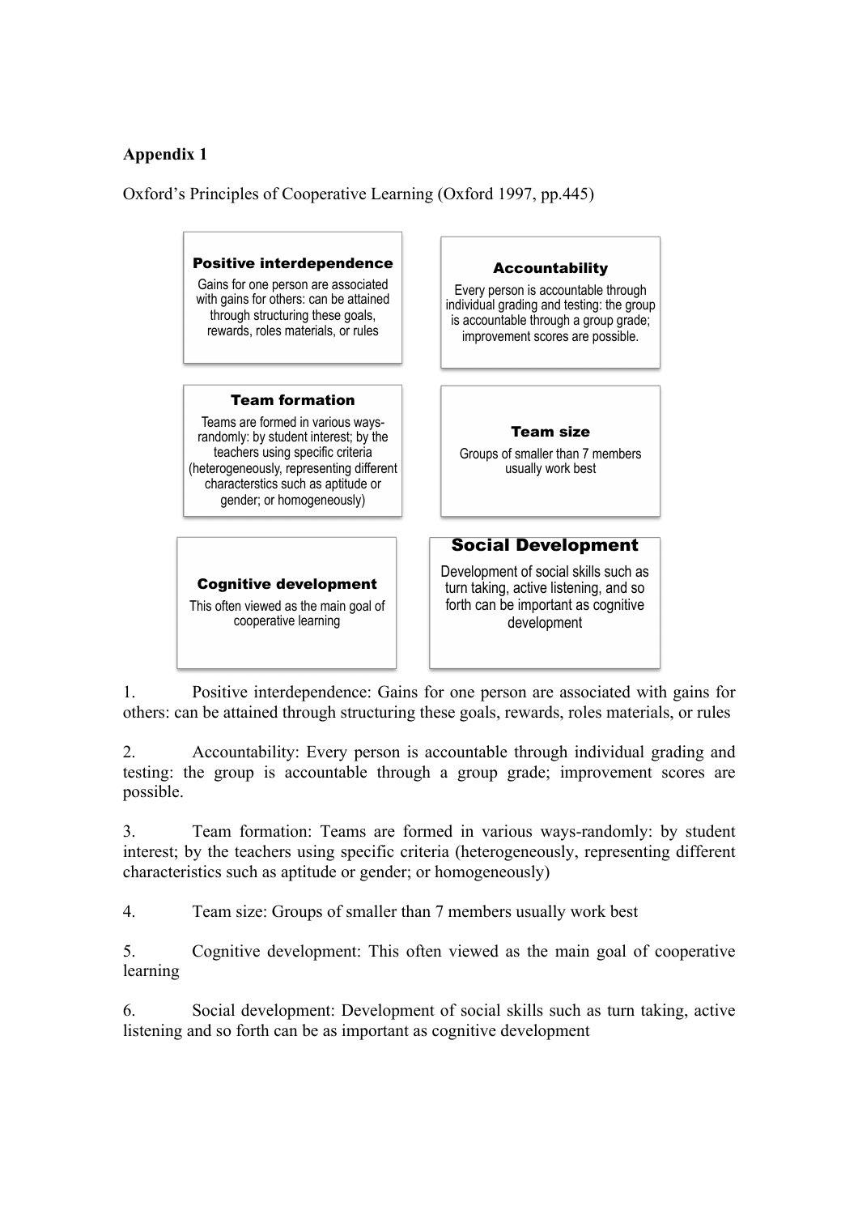**Appendix 1**

Oxford's Principles of Cooperative Learning (Oxford 1997, pp.445)

**Positive interdependence**
Gains for one person are associated with gains for others: can be attained through structuring these goals, rewards, roles materials, or rules

**Accountability**
Every person is accountable through individual grading and testing: the group is accountable through a group grade; improvement scores are possible.

**Team formation**
Teams are formed in various ways-randomly: by student interest; by the teachers using specific criteria (heterogeneously, representing different characterstics such as aptitude or gender; or homogeneously)

**Team size**
Groups of smaller than 7 members usually work best

**Cognitive development**
This often viewed as the main goal of cooperative learning

**Social Development**
Development of social skills such as turn taking, active listening, and so forth can be important as cognitive development

1. Positive interdependence: Gains for one person are associated with gains for others: can be attained through structuring these goals, rewards, roles materials, or rules

2. Accountability: Every person is accountable through individual grading and testing: the group is accountable through a group grade; improvement scores are possible.

3. Team formation: Teams are formed in various ways-randomly: by student interest; by the teachers using specific criteria (heterogeneously, representing different characteristics such as aptitude or gender; or homogeneously)

4. Team size: Groups of smaller than 7 members usually work best

5. Cognitive development: This often viewed as the main goal of cooperative learning

6. Social development: Development of social skills such as turn taking, active listening and so forth can be as important as cognitive development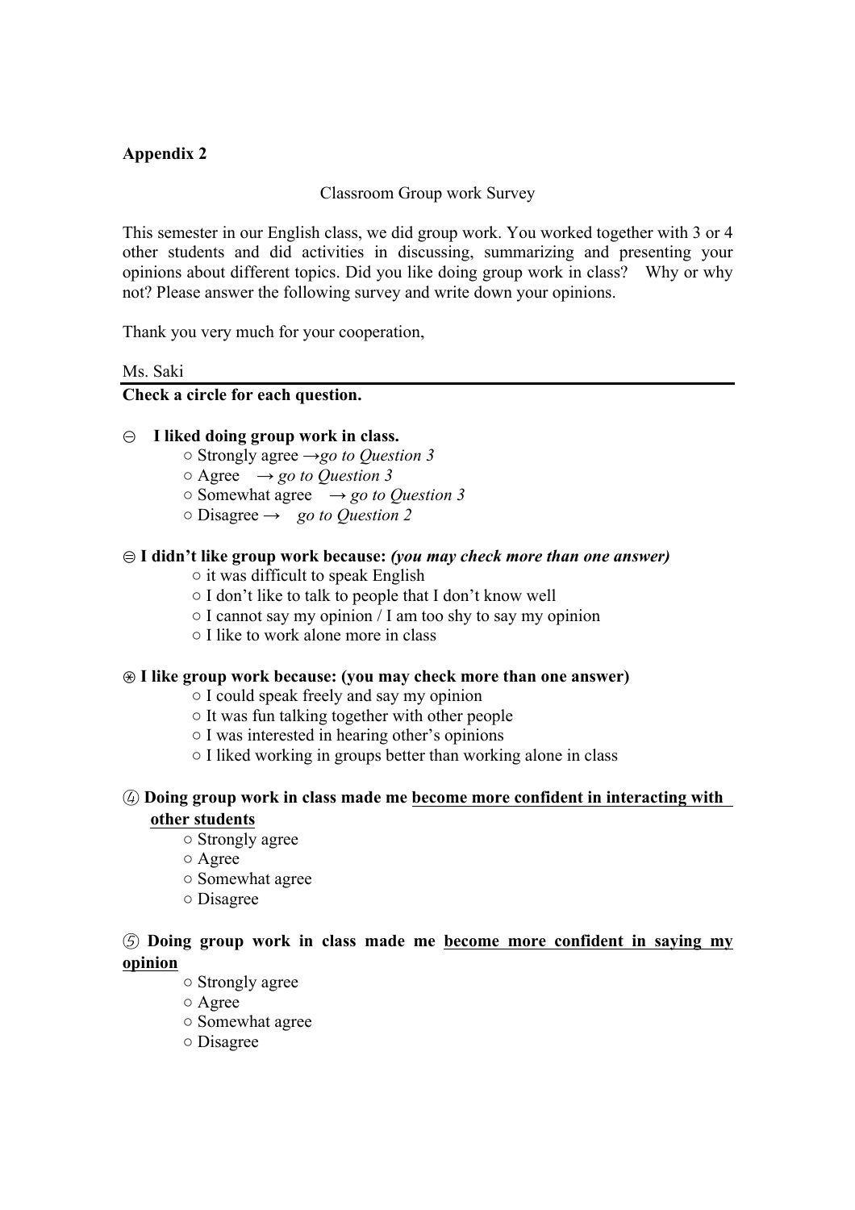**Appendix 2**

Classroom Group work Survey

This semester in our English class, we did group work. You worked together with 3 or 4 other students and did activities in discussing, summarizing and presenting your opinions about different topics. Did you like doing group work in class? Why or why not? Please answer the following survey and write down your opinions.

Thank you very much for your cooperation,

Ms. Saki

---

**Check a circle for each question.**

㊀ **I liked doing group work in class.**

- ○ Strongly agree →*go to Question 3*
- ○ Agree → *go to Question 3*
- ○ Somewhat agree → *go to Question 3*
- ○ Disagree → *go to Question 2*

㊁ **I didn't like group work because:** ***(you may check more than one answer)***

- ○ it was difficult to speak English
- ○ I don't like to talk to people that I don't know well
- ○ I cannot say my opinion / I am too shy to say my opinion
- ○ I like to work alone more in class

㊂ **I like group work because: (you may check more than one answer)**

- ○ I could speak freely and say my opinion
- ○ It was fun talking together with other people
- ○ I was interested in hearing other's opinions
- ○ I liked working in groups better than working alone in class

④ **Doing group work in class made me <u>become more confident in interacting with other students</u>**

- ○ Strongly agree
- ○ Agree
- ○ Somewhat agree
- ○ Disagree

⑤ **Doing group work in class made me <u>become more confident in saying my opinion</u>**

- ○ Strongly agree
- ○ Agree
- ○ Somewhat agree
- ○ Disagree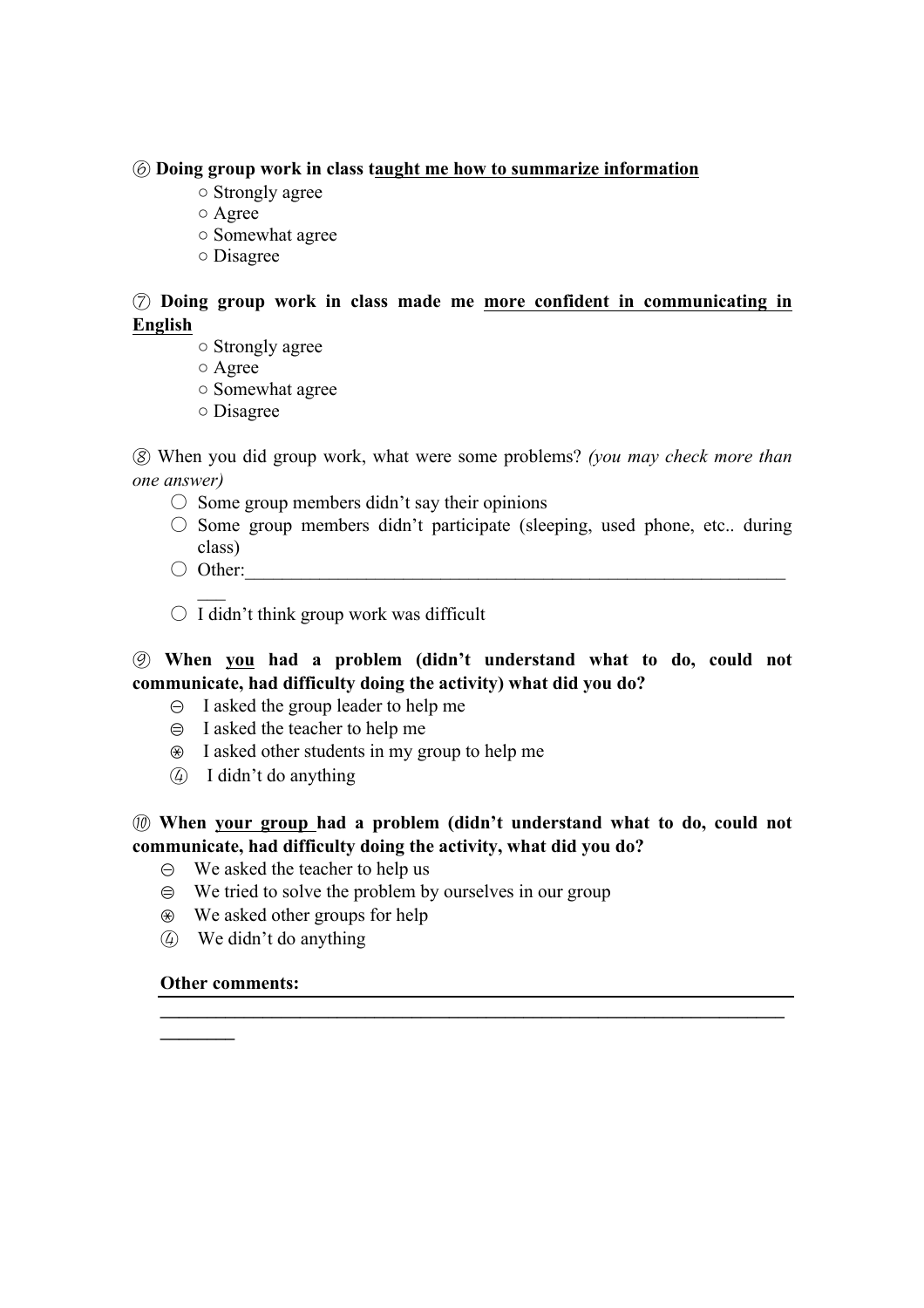⑥ **Doing group work in class t<u>aught me how to summarize information</u>**

- ○ Strongly agree
- ○ Agree
- ○ Somewhat agree
- ○ Disagree

⑦ **Doing group work in class made me <u>more confident in communicating in English</u>**

- ○ Strongly agree
- ○ Agree
- ○ Somewhat agree
- ○ Disagree

⑧ When you did group work, what were some problems? *(you may check more than one answer)*

- ○ Some group members didn't say their opinions
- ○ Some group members didn't participate (sleeping, used phone, etc.. during class)
- ○ Other:_______________________________________________________________
- ○ I didn't think group work was difficult

⑨ **When <u>you</u> had a problem (didn't understand what to do, could not communicate, had difficulty doing the activity) what did you do?**

- ㊀ I asked the group leader to help me
- ㊁ I asked the teacher to help me
- ㊂ I asked other students in my group to help me
- ④ I didn't do anything

⑩ **When <u>your group</u> had a problem (didn't understand what to do, could not communicate, had difficulty doing the activity, what did you do?**

- ㊀ We asked the teacher to help us
- ㊁ We tried to solve the problem by ourselves in our group
- ㊂ We asked other groups for help
- ④ We didn't do anything

**Other comments:** _______________________________________________________________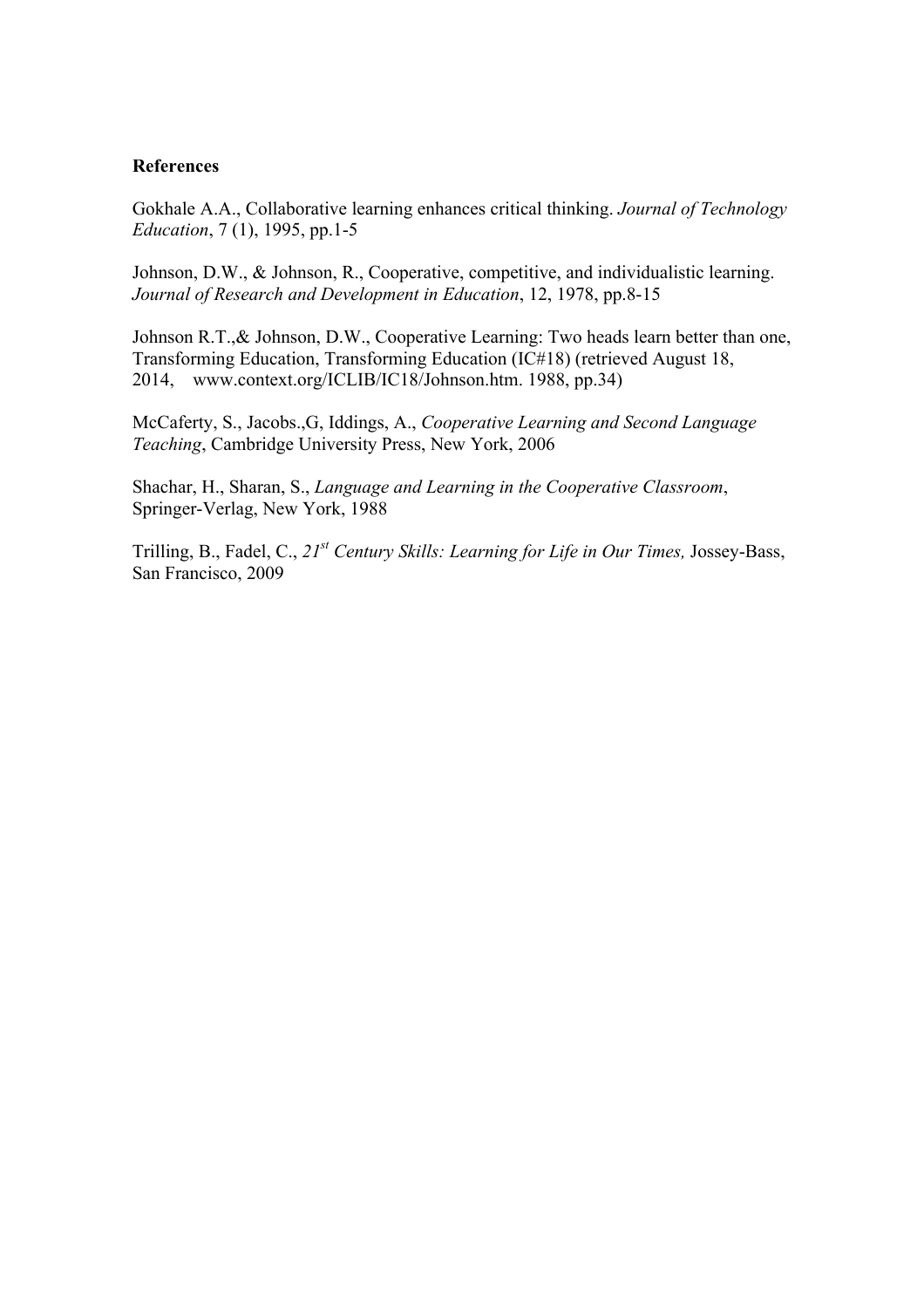**References**

Gokhale A.A., Collaborative learning enhances critical thinking. *Journal of Technology Education*, 7 (1), 1995, pp.1-5

Johnson, D.W., & Johnson, R., Cooperative, competitive, and individualistic learning. *Journal of Research and Development in Education*, 12, 1978, pp.8-15

Johnson R.T.,& Johnson, D.W., Cooperative Learning: Two heads learn better than one, Transforming Education, Transforming Education (IC#18) (retrieved August 18, 2014, www.context.org/ICLIB/IC18/Johnson.htm. 1988, pp.34)

McCaferty, S., Jacobs.,G, Iddings, A., *Cooperative Learning and Second Language Teaching*, Cambridge University Press, New York, 2006

Shachar, H., Sharan, S., *Language and Learning in the Cooperative Classroom*, Springer-Verlag, New York, 1988

Trilling, B., Fadel, C., *21st Century Skills: Learning for Life in Our Times,* Jossey-Bass, San Francisco, 2009